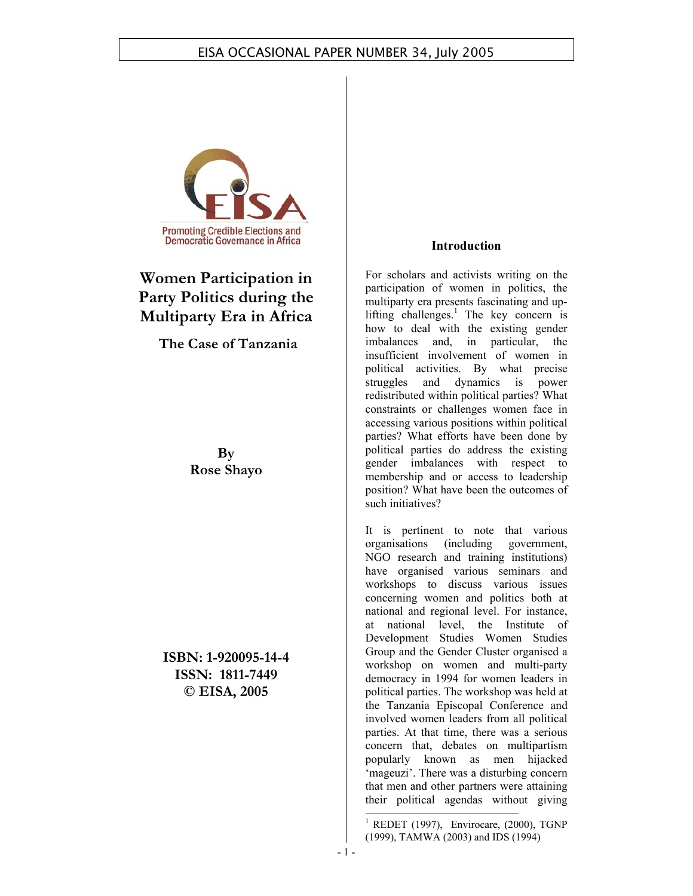EISA OCCASIONAL PAPER NUMBER 34, July 2005

Promoting Credible Elections and Democratic Governance in Africa

# Women Participation in Party Politics during the Multiparty Era in Africa

## The Case of Tanzania

**By**
**Rose Shayo**

**ISBN: 1-920095-14-4**
**ISSN: 1811-7449**
**© EISA, 2005**

### Introduction

For scholars and activists writing on the participation of women in politics, the multiparty era presents fascinating and up-lifting challenges.[1] The key concern is how to deal with the existing gender imbalances and, in particular, the insufficient involvement of women in political activities. By what precise struggles and dynamics is power redistributed within political parties? What constraints or challenges women face in accessing various positions within political parties? What efforts have been done by political parties do address the existing gender imbalances with respect to membership and or access to leadership position? What have been the outcomes of such initiatives?

It is pertinent to note that various organisations (including government, NGO research and training institutions) have organised various seminars and workshops to discuss various issues concerning women and politics both at national and regional level. For instance, at national level, the Institute of Development Studies Women Studies Group and the Gender Cluster organised a workshop on women and multi-party democracy in 1994 for women leaders in political parties. The workshop was held at the Tanzania Episcopal Conference and involved women leaders from all political parties. At that time, there was a serious concern that, debates on multipartism popularly known as men hijacked 'mageuzi'. There was a disturbing concern that men and other partners were attaining their political agendas without giving

[1] REDET (1997), Envirocare, (2000), TGNP (1999), TAMWA (2003) and IDS (1994)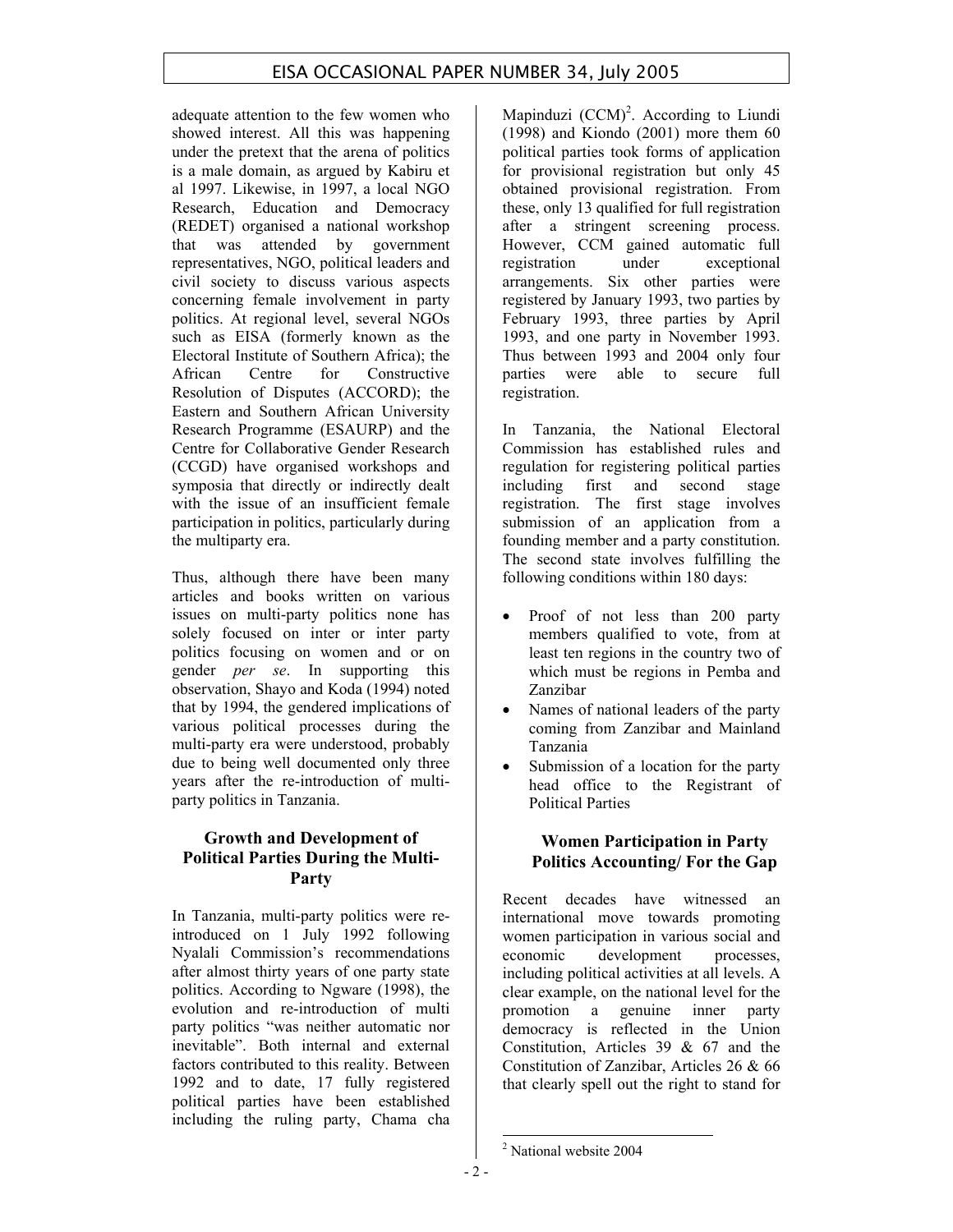adequate attention to the few women who showed interest. All this was happening under the pretext that the arena of politics is a male domain, as argued by Kabiru et al 1997. Likewise, in 1997, a local NGO Research, Education and Democracy (REDET) organised a national workshop that was attended by government representatives, NGO, political leaders and civil society to discuss various aspects concerning female involvement in party politics. At regional level, several NGOs such as EISA (formerly known as the Electoral Institute of Southern Africa); the African Centre for Constructive Resolution of Disputes (ACCORD); the Eastern and Southern African University Research Programme (ESAURP) and the Centre for Collaborative Gender Research (CCGD) have organised workshops and symposia that directly or indirectly dealt with the issue of an insufficient female participation in politics, particularly during the multiparty era.

Thus, although there have been many articles and books written on various issues on multi-party politics none has solely focused on inter or inter party politics focusing on women and or on gender *per se*. In supporting this observation, Shayo and Koda (1994) noted that by 1994, the gendered implications of various political processes during the multi-party era were understood, probably due to being well documented only three years after the re-introduction of multi-party politics in Tanzania.

## Growth and Development of Political Parties During the Multi-Party

In Tanzania, multi-party politics were re-introduced on 1 July 1992 following Nyalali Commission's recommendations after almost thirty years of one party state politics. According to Ngware (1998), the evolution and re-introduction of multi party politics "was neither automatic nor inevitable". Both internal and external factors contributed to this reality. Between 1992 and to date, 17 fully registered political parties have been established including the ruling party, Chama cha Mapinduzi (CCM)[2]. According to Liundi (1998) and Kiondo (2001) more them 60 political parties took forms of application for provisional registration but only 45 obtained provisional registration. From these, only 13 qualified for full registration after a stringent screening process. However, CCM gained automatic full registration under exceptional arrangements. Six other parties were registered by January 1993, two parties by February 1993, three parties by April 1993, and one party in November 1993. Thus between 1993 and 2004 only four parties were able to secure full registration.

In Tanzania, the National Electoral Commission has established rules and regulation for registering political parties including first and second stage registration. The first stage involves submission of an application from a founding member and a party constitution. The second state involves fulfilling the following conditions within 180 days:

- Proof of not less than 200 party members qualified to vote, from at least ten regions in the country two of which must be regions in Pemba and Zanzibar
- Names of national leaders of the party coming from Zanzibar and Mainland Tanzania
- Submission of a location for the party head office to the Registrant of Political Parties

## Women Participation in Party Politics Accounting/ For the Gap

Recent decades have witnessed an international move towards promoting women participation in various social and economic development processes, including political activities at all levels. A clear example, on the national level for the promotion a genuine inner party democracy is reflected in the Union Constitution, Articles 39 & 67 and the Constitution of Zanzibar, Articles 26 & 66 that clearly spell out the right to stand for

[2] National website 2004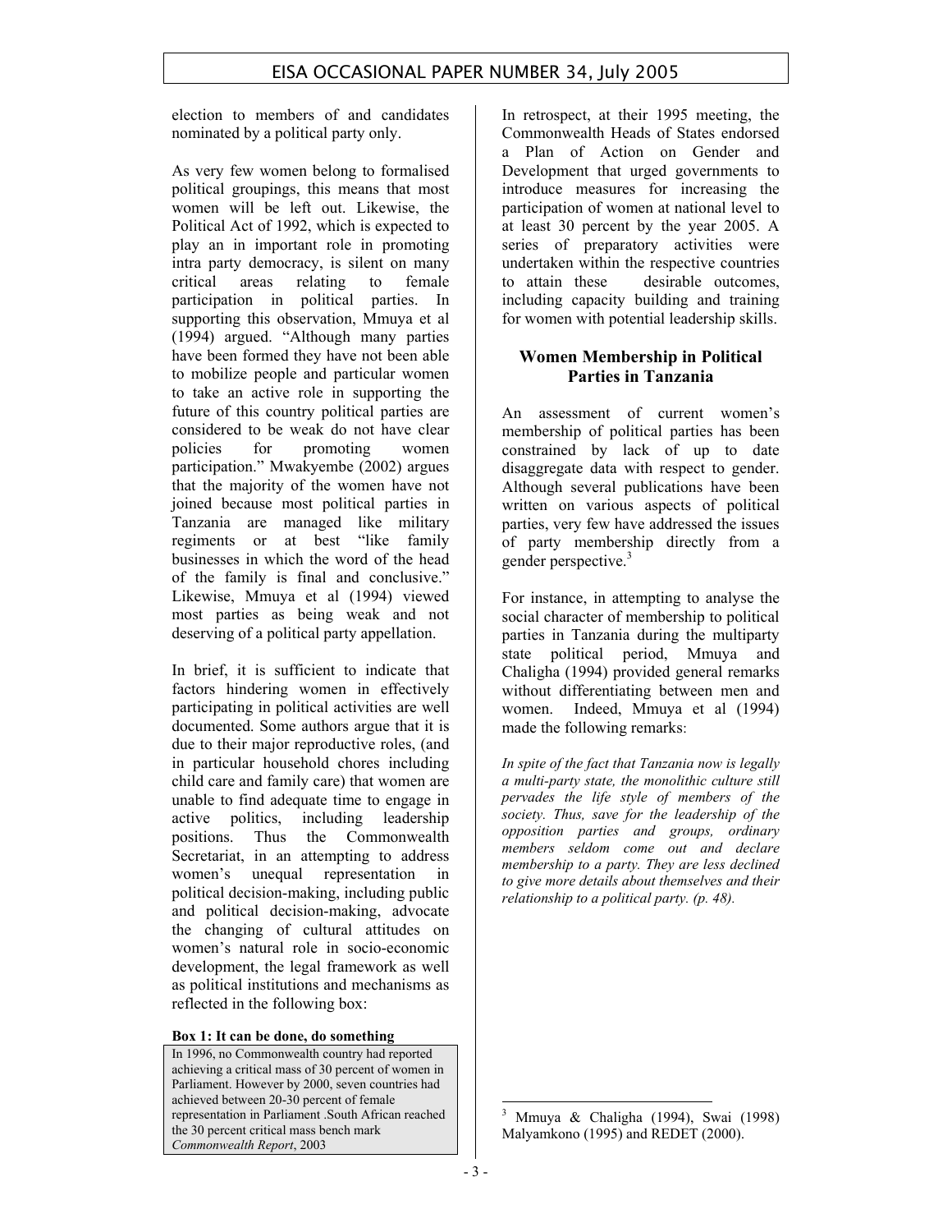election to members of and candidates nominated by a political party only.

As very few women belong to formalised political groupings, this means that most women will be left out. Likewise, the Political Act of 1992, which is expected to play an in important role in promoting intra party democracy, is silent on many critical areas relating to female participation in political parties. In supporting this observation, Mmuya et al (1994) argued. "Although many parties have been formed they have not been able to mobilize people and particular women to take an active role in supporting the future of this country political parties are considered to be weak do not have clear policies for promoting women participation." Mwakyembe (2002) argues that the majority of the women have not joined because most political parties in Tanzania are managed like military regiments or at best "like family businesses in which the word of the head of the family is final and conclusive." Likewise, Mmuya et al (1994) viewed most parties as being weak and not deserving of a political party appellation.

In brief, it is sufficient to indicate that factors hindering women in effectively participating in political activities are well documented. Some authors argue that it is due to their major reproductive roles, (and in particular household chores including child care and family care) that women are unable to find adequate time to engage in active politics, including leadership positions. Thus the Commonwealth Secretariat, in an attempting to address women's unequal representation in political decision-making, including public and political decision-making, advocate the changing of cultural attitudes on women's natural role in socio-economic development, the legal framework as well as political institutions and mechanisms as reflected in the following box:

**Box 1: It can be done, do something**

In 1996, no Commonwealth country had reported achieving a critical mass of 30 percent of women in Parliament. However by 2000, seven countries had achieved between 20-30 percent of female representation in Parliament .South African reached the 30 percent critical mass bench mark
*Commonwealth Report*, 2003

In retrospect, at their 1995 meeting, the Commonwealth Heads of States endorsed a Plan of Action on Gender and Development that urged governments to introduce measures for increasing the participation of women at national level to at least 30 percent by the year 2005. A series of preparatory activities were undertaken within the respective countries to attain these desirable outcomes, including capacity building and training for women with potential leadership skills.

## Women Membership in Political Parties in Tanzania

An assessment of current women's membership of political parties has been constrained by lack of up to date disaggregate data with respect to gender. Although several publications have been written on various aspects of political parties, very few have addressed the issues of party membership directly from a gender perspective.[3]

For instance, in attempting to analyse the social character of membership to political parties in Tanzania during the multiparty state political period, Mmuya and Chaligha (1994) provided general remarks without differentiating between men and women. Indeed, Mmuya et al (1994) made the following remarks:

*In spite of the fact that Tanzania now is legally a multi-party state, the monolithic culture still pervades the life style of members of the society. Thus, save for the leadership of the opposition parties and groups, ordinary members seldom come out and declare membership to a party. They are less declined to give more details about themselves and their relationship to a political party. (p. 48).*

[3] Mmuya & Chaligha (1994), Swai (1998) Malyamkono (1995) and REDET (2000).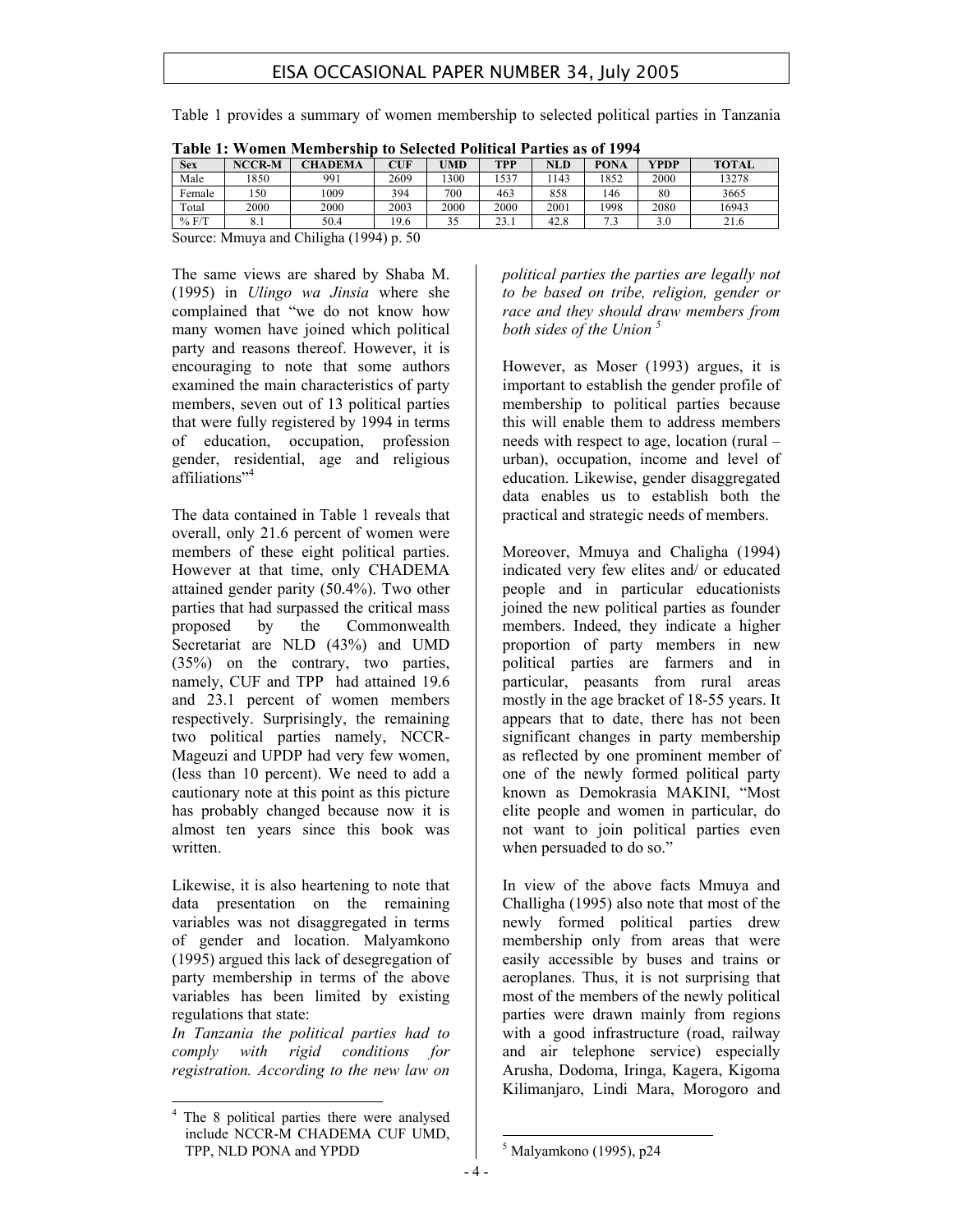Table 1 provides a summary of women membership to selected political parties in Tanzania

**Table 1: Women Membership to Selected Political Parties as of 1994**

| Sex | NCCR-M | CHADEMA | CUF | UMD | TPP | NLD | PONA | YPDP | TOTAL |
|---|---|---|---|---|---|---|---|---|---|
| Male | 1850 | 991 | 2609 | 1300 | 1537 | 1143 | 1852 | 2000 | 13278 |
| Female | 150 | 1009 | 394 | 700 | 463 | 858 | 146 | 80 | 3665 |
| Total | 2000 | 2000 | 2003 | 2000 | 2000 | 2001 | 1998 | 2080 | 16943 |
| % F/T | 8.1 | 50.4 | 19.6 | 35 | 23.1 | 42.8 | 7.3 | 3.0 | 21.6 |

Source: Mmuya and Chiligha (1994) p. 50

The same views are shared by Shaba M. (1995) in *Ulingo wa Jinsia* where she complained that "we do not know how many women have joined which political party and reasons thereof. However, it is encouraging to note that some authors examined the main characteristics of party members, seven out of 13 political parties that were fully registered by 1994 in terms of education, occupation, profession gender, residential, age and religious affiliations"[4]

The data contained in Table 1 reveals that overall, only 21.6 percent of women were members of these eight political parties. However at that time, only CHADEMA attained gender parity (50.4%). Two other parties that had surpassed the critical mass proposed by the Commonwealth Secretariat are NLD (43%) and UMD (35%) on the contrary, two parties, namely, CUF and TPP had attained 19.6 and 23.1 percent of women members respectively. Surprisingly, the remaining two political parties namely, NCCR-Mageuzi and UPDP had very few women, (less than 10 percent). We need to add a cautionary note at this point as this picture has probably changed because now it is almost ten years since this book was written.

Likewise, it is also heartening to note that data presentation on the remaining variables was not disaggregated in terms of gender and location. Malyamkono (1995) argued this lack of desegregation of party membership in terms of the above variables has been limited by existing regulations that state:

*In Tanzania the political parties had to comply with rigid conditions for registration. According to the new law on political parties the parties are legally not to be based on tribe, religion, gender or race and they should draw members from both sides of the Union* [5]

However, as Moser (1993) argues, it is important to establish the gender profile of membership to political parties because this will enable them to address members needs with respect to age, location (rural – urban), occupation, income and level of education. Likewise, gender disaggregated data enables us to establish both the practical and strategic needs of members.

Moreover, Mmuya and Chaligha (1994) indicated very few elites and/ or educated people and in particular educationists joined the new political parties as founder members. Indeed, they indicate a higher proportion of party members in new political parties are farmers and in particular, peasants from rural areas mostly in the age bracket of 18-55 years. It appears that to date, there has not been significant changes in party membership as reflected by one prominent member of one of the newly formed political party known as Demokrasia MAKINI, "Most elite people and women in particular, do not want to join political parties even when persuaded to do so."

In view of the above facts Mmuya and Challigha (1995) also note that most of the newly formed political parties drew membership only from areas that were easily accessible by buses and trains or aeroplanes. Thus, it is not surprising that most of the members of the newly political parties were drawn mainly from regions with a good infrastructure (road, railway and air telephone service) especially Arusha, Dodoma, Iringa, Kagera, Kigoma Kilimanjaro, Lindi Mara, Morogoro and

[4] The 8 political parties there were analysed include NCCR-M CHADEMA CUF UMD, TPP, NLD PONA and YPDD

[5] Malyamkono (1995), p24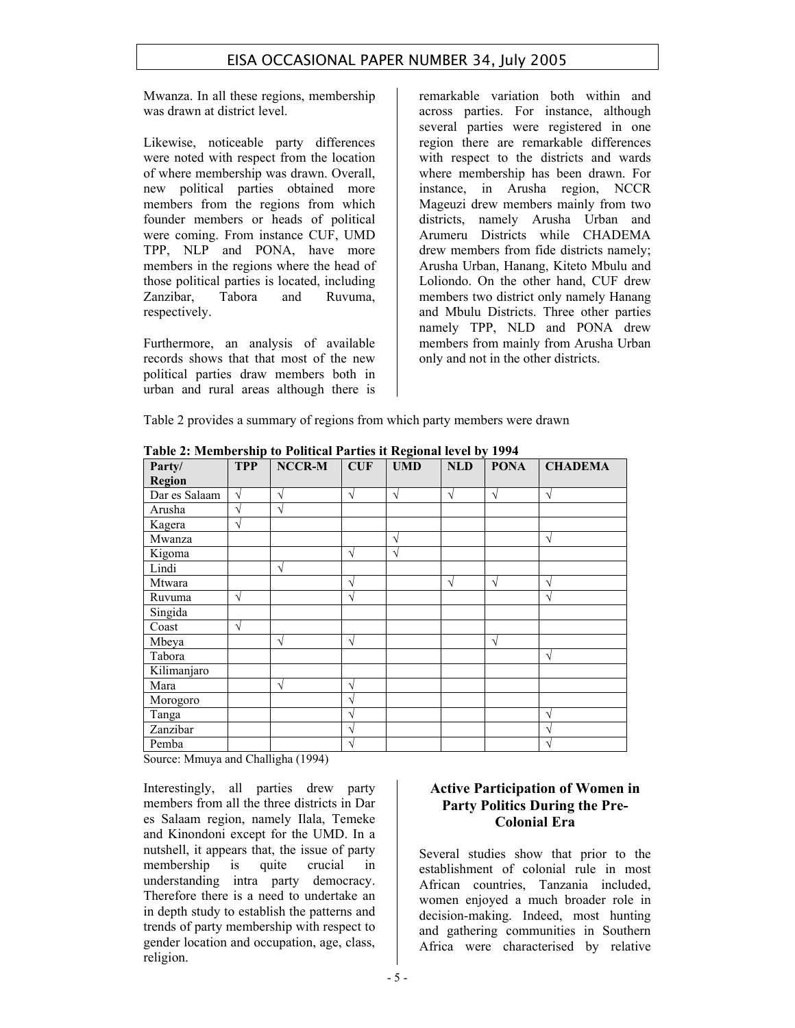Mwanza. In all these regions, membership was drawn at district level.

Likewise, noticeable party differences were noted with respect from the location of where membership was drawn. Overall, new political parties obtained more members from the regions from which founder members or heads of political were coming. From instance CUF, UMD TPP, NLP and PONA, have more members in the regions where the head of those political parties is located, including Zanzibar, Tabora and Ruvuma, respectively.

Furthermore, an analysis of available records shows that that most of the new political parties draw members both in urban and rural areas although there is remarkable variation both within and across parties. For instance, although several parties were registered in one region there are remarkable differences with respect to the districts and wards where membership has been drawn. For instance, in Arusha region, NCCR Mageuzi drew members mainly from two districts, namely Arusha Urban and Arumeru Districts while CHADEMA drew members from fide districts namely; Arusha Urban, Hanang, Kiteto Mbulu and Loliondo. On the other hand, CUF drew members two district only namely Hanang and Mbulu Districts. Three other parties namely TPP, NLD and PONA drew members from mainly from Arusha Urban only and not in the other districts.

Table 2 provides a summary of regions from which party members were drawn

**Table 2: Membership to Political Parties it Regional level by 1994**

| Party/ Region | TPP | NCCR-M | CUF | UMD | NLD | PONA | CHADEMA |
|---|---|---|---|---|---|---|---|
| Dar es Salaam | √ | √ | √ | √ | √ | √ | √ |
| Arusha | √ | √ | | | | | |
| Kagera | √ | | | | | | |
| Mwanza | | | | √ | | | √ |
| Kigoma | | | √ | √ | | | |
| Lindi | | √ | | | | | |
| Mtwara | | | √ | | √ | √ | √ |
| Ruvuma | √ | | √ | | | | √ |
| Singida | | | | | | | |
| Coast | √ | | | | | | |
| Mbeya | | √ | √ | | | √ | |
| Tabora | | | | | | | √ |
| Kilimanjaro | | | | | | | |
| Mara | | √ | √ | | | | |
| Morogoro | | | √ | | | | |
| Tanga | | | √ | | | | √ |
| Zanzibar | | | √ | | | | √ |
| Pemba | | | √ | | | | √ |

Source: Mmuya and Challigha (1994)

Interestingly, all parties drew party members from all the three districts in Dar es Salaam region, namely Ilala, Temeke and Kinondoni except for the UMD. In a nutshell, it appears that, the issue of party membership is quite crucial in understanding intra party democracy. Therefore there is a need to undertake an in depth study to establish the patterns and trends of party membership with respect to gender location and occupation, age, class, religion.

## Active Participation of Women in Party Politics During the Pre-Colonial Era

Several studies show that prior to the establishment of colonial rule in most African countries, Tanzania included, women enjoyed a much broader role in decision-making. Indeed, most hunting and gathering communities in Southern Africa were characterised by relative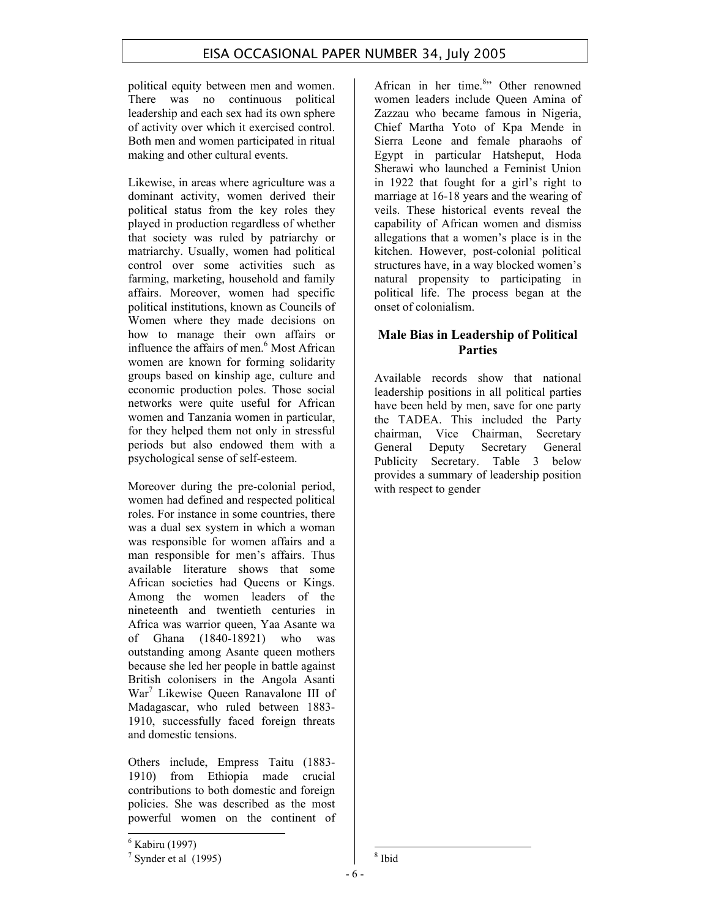political equity between men and women. There was no continuous political leadership and each sex had its own sphere of activity over which it exercised control. Both men and women participated in ritual making and other cultural events.

Likewise, in areas where agriculture was a dominant activity, women derived their political status from the key roles they played in production regardless of whether that society was ruled by patriarchy or matriarchy. Usually, women had political control over some activities such as farming, marketing, household and family affairs. Moreover, women had specific political institutions, known as Councils of Women where they made decisions on how to manage their own affairs or influence the affairs of men.[6] Most African women are known for forming solidarity groups based on kinship age, culture and economic production poles. Those social networks were quite useful for African women and Tanzania women in particular, for they helped them not only in stressful periods but also endowed them with a psychological sense of self-esteem.

Moreover during the pre-colonial period, women had defined and respected political roles. For instance in some countries, there was a dual sex system in which a woman was responsible for women affairs and a man responsible for men's affairs. Thus available literature shows that some African societies had Queens or Kings. Among the women leaders of the nineteenth and twentieth centuries in Africa was warrior queen, Yaa Asante wa of Ghana (1840-18921) who was outstanding among Asante queen mothers because she led her people in battle against British colonisers in the Angola Asanti War[7] Likewise Queen Ranavalone III of Madagascar, who ruled between 1883-1910, successfully faced foreign threats and domestic tensions.

Others include, Empress Taitu (1883-1910) from Ethiopia made crucial contributions to both domestic and foreign policies. She was described as the most powerful women on the continent of African in her time.[8]" Other renowned women leaders include Queen Amina of Zazzau who became famous in Nigeria, Chief Martha Yoto of Kpa Mende in Sierra Leone and female pharaohs of Egypt in particular Hatsheput, Hoda Sherawi who launched a Feminist Union in 1922 that fought for a girl's right to marriage at 16-18 years and the wearing of veils. These historical events reveal the capability of African women and dismiss allegations that a women's place is in the kitchen. However, post-colonial political structures have, in a way blocked women's natural propensity to participating in political life. The process began at the onset of colonialism.

## Male Bias in Leadership of Political Parties

Available records show that national leadership positions in all political parties have been held by men, save for one party the TADEA. This included the Party chairman, Vice Chairman, Secretary General Deputy Secretary General Publicity Secretary. Table 3 below provides a summary of leadership position with respect to gender

[6] Kabiru (1997)

[7] Synder et al (1995)

[8] Ibid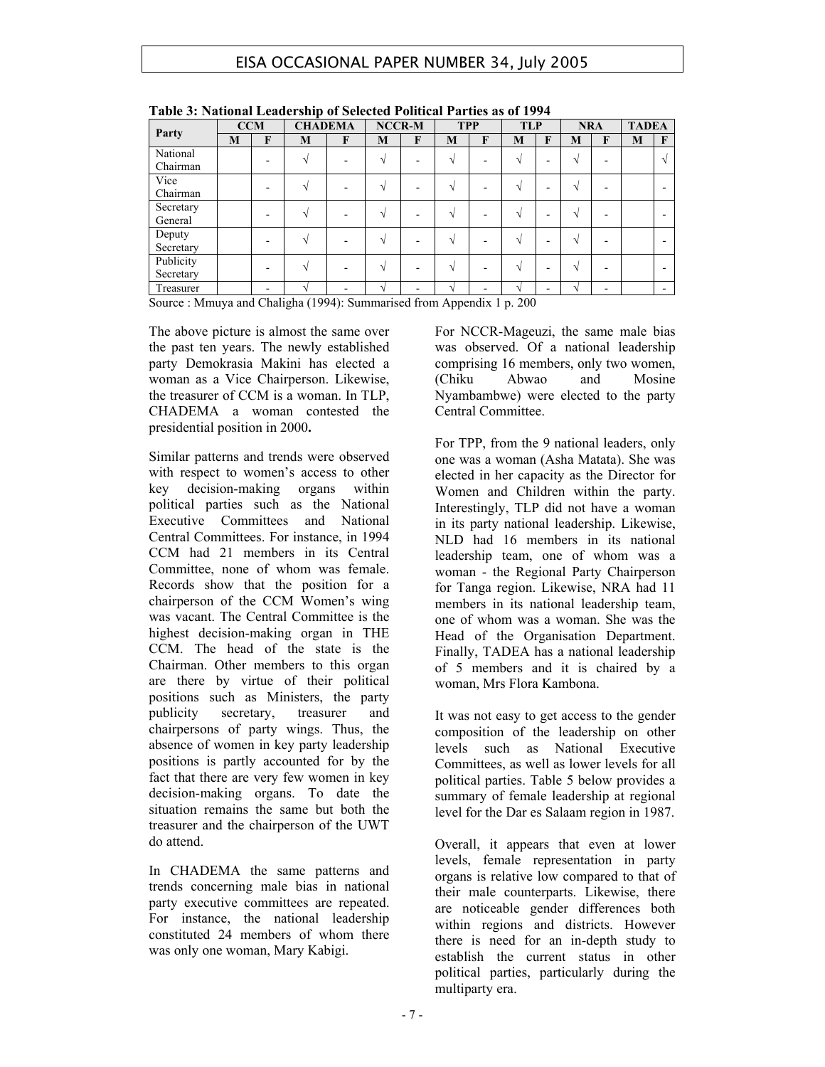**Table 3: National Leadership of Selected Political Parties as of 1994**

| Party | CCM | | CHADEMA | | NCCR-M | | TPP | | TLP | | NRA | | TADEA | |
|---|---|---|---|---|---|---|---|---|---|---|---|---|---|---|
| | M | F | M | F | M | F | M | F | M | F | M | F | M | F |
| National Chairman | | - | √ | - | √ | - | √ | - | √ | - | √ | - | | √ |
| Vice Chairman | | - | √ | - | √ | - | √ | - | √ | - | √ | - | | - |
| Secretary General | | - | √ | - | √ | - | √ | - | √ | - | √ | - | | - |
| Deputy Secretary | | - | √ | - | √ | - | √ | - | √ | - | √ | - | | - |
| Publicity Secretary | | - | √ | - | √ | - | √ | - | √ | - | √ | - | | - |
| Treasurer | | - | √ | - | √ | - | √ | - | √ | - | √ | - | | - |

Source : Mmuya and Chaligha (1994): Summarised from Appendix 1 p. 200

The above picture is almost the same over the past ten years. The newly established party Demokrasia Makini has elected a woman as a Vice Chairperson. Likewise, the treasurer of CCM is a woman. In TLP, CHADEMA a woman contested the presidential position in 2000**.**

Similar patterns and trends were observed with respect to women's access to other key decision-making organs within political parties such as the National Executive Committees and National Central Committees. For instance, in 1994 CCM had 21 members in its Central Committee, none of whom was female. Records show that the position for a chairperson of the CCM Women's wing was vacant. The Central Committee is the highest decision-making organ in THE CCM. The head of the state is the Chairman. Other members to this organ are there by virtue of their political positions such as Ministers, the party publicity secretary, treasurer and chairpersons of party wings. Thus, the absence of women in key party leadership positions is partly accounted for by the fact that there are very few women in key decision-making organs. To date the situation remains the same but both the treasurer and the chairperson of the UWT do attend.

In CHADEMA the same patterns and trends concerning male bias in national party executive committees are repeated. For instance, the national leadership constituted 24 members of whom there was only one woman, Mary Kabigi.

For NCCR-Mageuzi, the same male bias was observed. Of a national leadership comprising 16 members, only two women, (Chiku Abwao and Mosine Nyambambwe) were elected to the party Central Committee.

For TPP, from the 9 national leaders, only one was a woman (Asha Matata). She was elected in her capacity as the Director for Women and Children within the party. Interestingly, TLP did not have a woman in its party national leadership. Likewise, NLD had 16 members in its national leadership team, one of whom was a woman - the Regional Party Chairperson for Tanga region. Likewise, NRA had 11 members in its national leadership team, one of whom was a woman. She was the Head of the Organisation Department. Finally, TADEA has a national leadership of 5 members and it is chaired by a woman, Mrs Flora Kambona.

It was not easy to get access to the gender composition of the leadership on other levels such as National Executive Committees, as well as lower levels for all political parties. Table 5 below provides a summary of female leadership at regional level for the Dar es Salaam region in 1987.

Overall, it appears that even at lower levels, female representation in party organs is relative low compared to that of their male counterparts. Likewise, there are noticeable gender differences both within regions and districts. However there is need for an in-depth study to establish the current status in other political parties, particularly during the multiparty era.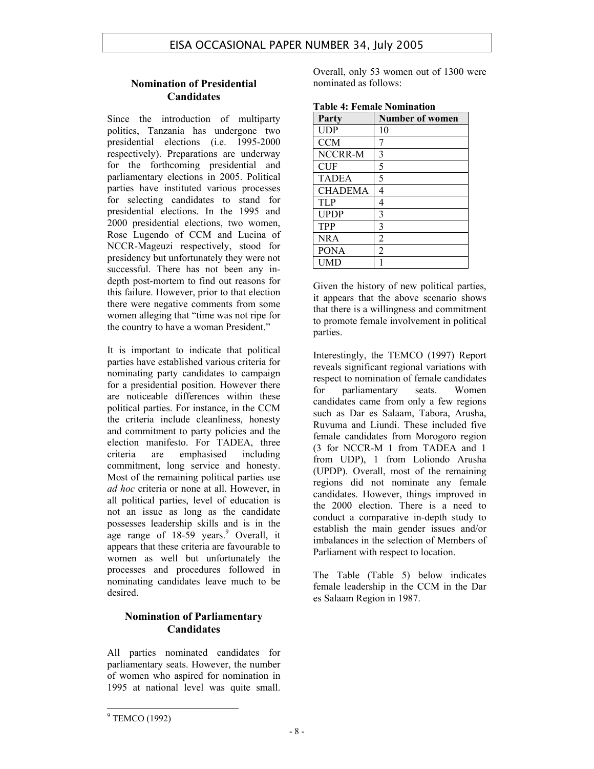## Nomination of Presidential Candidates

Since the introduction of multiparty politics, Tanzania has undergone two presidential elections (i.e. 1995-2000 respectively). Preparations are underway for the forthcoming presidential and parliamentary elections in 2005. Political parties have instituted various processes for selecting candidates to stand for presidential elections. In the 1995 and 2000 presidential elections, two women, Rose Lugendo of CCM and Lucina of NCCR-Mageuzi respectively, stood for presidency but unfortunately they were not successful. There has not been any in-depth post-mortem to find out reasons for this failure. However, prior to that election there were negative comments from some women alleging that "time was not ripe for the country to have a woman President."

It is important to indicate that political parties have established various criteria for nominating party candidates to campaign for a presidential position. However there are noticeable differences within these political parties. For instance, in the CCM the criteria include cleanliness, honesty and commitment to party policies and the election manifesto. For TADEA, three criteria are emphasised including commitment, long service and honesty. Most of the remaining political parties use *ad hoc* criteria or none at all. However, in all political parties, level of education is not an issue as long as the candidate possesses leadership skills and is in the age range of 18-59 years.[9] Overall, it appears that these criteria are favourable to women as well but unfortunately the processes and procedures followed in nominating candidates leave much to be desired.

## Nomination of Parliamentary Candidates

All parties nominated candidates for parliamentary seats. However, the number of women who aspired for nomination in 1995 at national level was quite small. Overall, only 53 women out of 1300 were nominated as follows:

**Table 4: Female Nomination**

| Party | Number of women |
|---|---|
| UDP | 10 |
| CCM | 7 |
| NCCRR-M | 3 |
| CUF | 5 |
| TADEA | 5 |
| CHADEMA | 4 |
| TLP | 4 |
| UPDP | 3 |
| TPP | 3 |
| NRA | 2 |
| PONA | 2 |
| UMD | 1 |

Given the history of new political parties, it appears that the above scenario shows that there is a willingness and commitment to promote female involvement in political parties.

Interestingly, the TEMCO (1997) Report reveals significant regional variations with respect to nomination of female candidates for parliamentary seats. Women candidates came from only a few regions such as Dar es Salaam, Tabora, Arusha, Ruvuma and Liundi. These included five female candidates from Morogoro region (3 for NCCR-M 1 from TADEA and 1 from UDP), 1 from Loliondo Arusha (UPDP). Overall, most of the remaining regions did not nominate any female candidates. However, things improved in the 2000 election. There is a need to conduct a comparative in-depth study to establish the main gender issues and/or imbalances in the selection of Members of Parliament with respect to location.

The Table (Table 5) below indicates female leadership in the CCM in the Dar es Salaam Region in 1987.

---

[9] TEMCO (1992)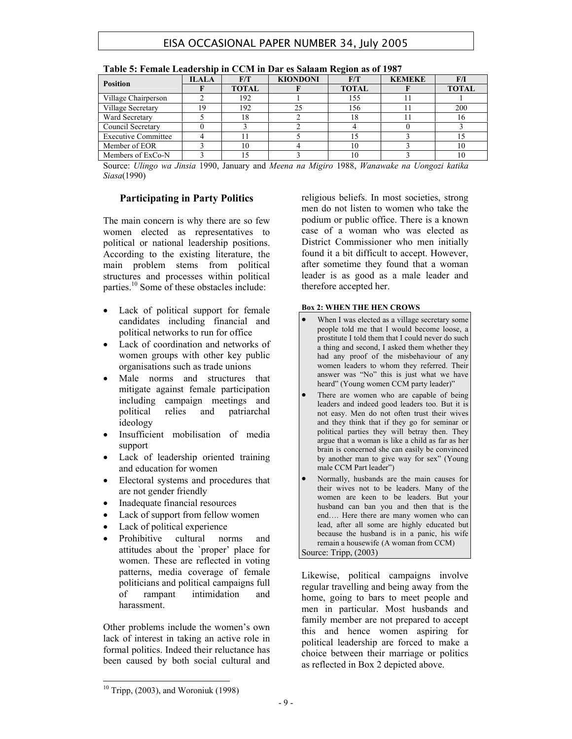**Table 5: Female Leadership in CCM in Dar es Salaam Region as of 1987**

| Position | ILALA | F/T | KIONDONI | F/T | KEMEKE | F/I |
|---|---|---|---|---|---|---|
| | F | TOTAL | F | TOTAL | F | TOTAL |
| Village Chairperson | 2 | 192 | 1 | 155 | 11 | 1 |
| Village Secretary | 19 | 192 | 25 | 156 | 11 | 200 |
| Ward Secretary | 5 | 18 | 2 | 18 | 11 | 16 |
| Council Secretary | 0 | 3 | 2 | 4 | 0 | 3 |
| Executive Committee | 4 | 11 | 5 | 15 | 3 | 15 |
| Member of EOR | 3 | 10 | 4 | 10 | 3 | 10 |
| Members of ExCo-N | 3 | 15 | 3 | 10 | 3 | 10 |

Source: *Ulingo wa Jinsia* 1990, January and *Meena na Migiro* 1988, *Wanawake na Uongozi katika Siasa*(1990)

## Participating in Party Politics

The main concern is why there are so few women elected as representatives to political or national leadership positions. According to the existing literature, the main problem stems from political structures and processes within political parties.[10] Some of these obstacles include:

- Lack of political support for female candidates including financial and political networks to run for office
- Lack of coordination and networks of women groups with other key public organisations such as trade unions
- Male norms and structures that mitigate against female participation including campaign meetings and political relies and patriarchal ideology
- Insufficient mobilisation of media support
- Lack of leadership oriented training and education for women
- Electoral systems and procedures that are not gender friendly
- Inadequate financial resources
- Lack of support from fellow women
- Lack of political experience
- Prohibitive cultural norms and attitudes about the `proper' place for women. These are reflected in voting patterns, media coverage of female politicians and political campaigns full of rampant intimidation and harassment.

Other problems include the women's own lack of interest in taking an active role in formal politics. Indeed their reluctance has been caused by both social cultural and religious beliefs. In most societies, strong men do not listen to women who take the podium or public office. There is a known case of a woman who was elected as District Commissioner who men initially found it a bit difficult to accept. However, after sometime they found that a woman leader is as good as a male leader and therefore accepted her.

**Box 2: WHEN THE HEN CROWS**

- When I was elected as a village secretary some people told me that I would become loose, a prostitute I told them that I could never do such a thing and second, I asked them whether they had any proof of the misbehaviour of any women leaders to whom they referred. Their answer was "No" this is just what we have heard" (Young women CCM party leader)"
- There are women who are capable of being leaders and indeed good leaders too. But it is not easy. Men do not often trust their wives and they think that if they go for seminar or political parties they will betray then. They argue that a woman is like a child as far as her brain is concerned she can easily be convinced by another man to give way for sex" (Young male CCM Part leader")
- Normally, husbands are the main causes for their wives not to be leaders. Many of the women are keen to be leaders. But your husband can ban you and then that is the end…. Here there are many women who can lead, after all some are highly educated but because the husband is in a panic, his wife remain a housewife (A woman from CCM)

Source: Tripp, (2003)

Likewise, political campaigns involve regular travelling and being away from the home, going to bars to meet people and men in particular. Most husbands and family member are not prepared to accept this and hence women aspiring for political leadership are forced to make a choice between their marriage or politics as reflected in Box 2 depicted above.

---

[10] Tripp, (2003), and Woroniuk (1998)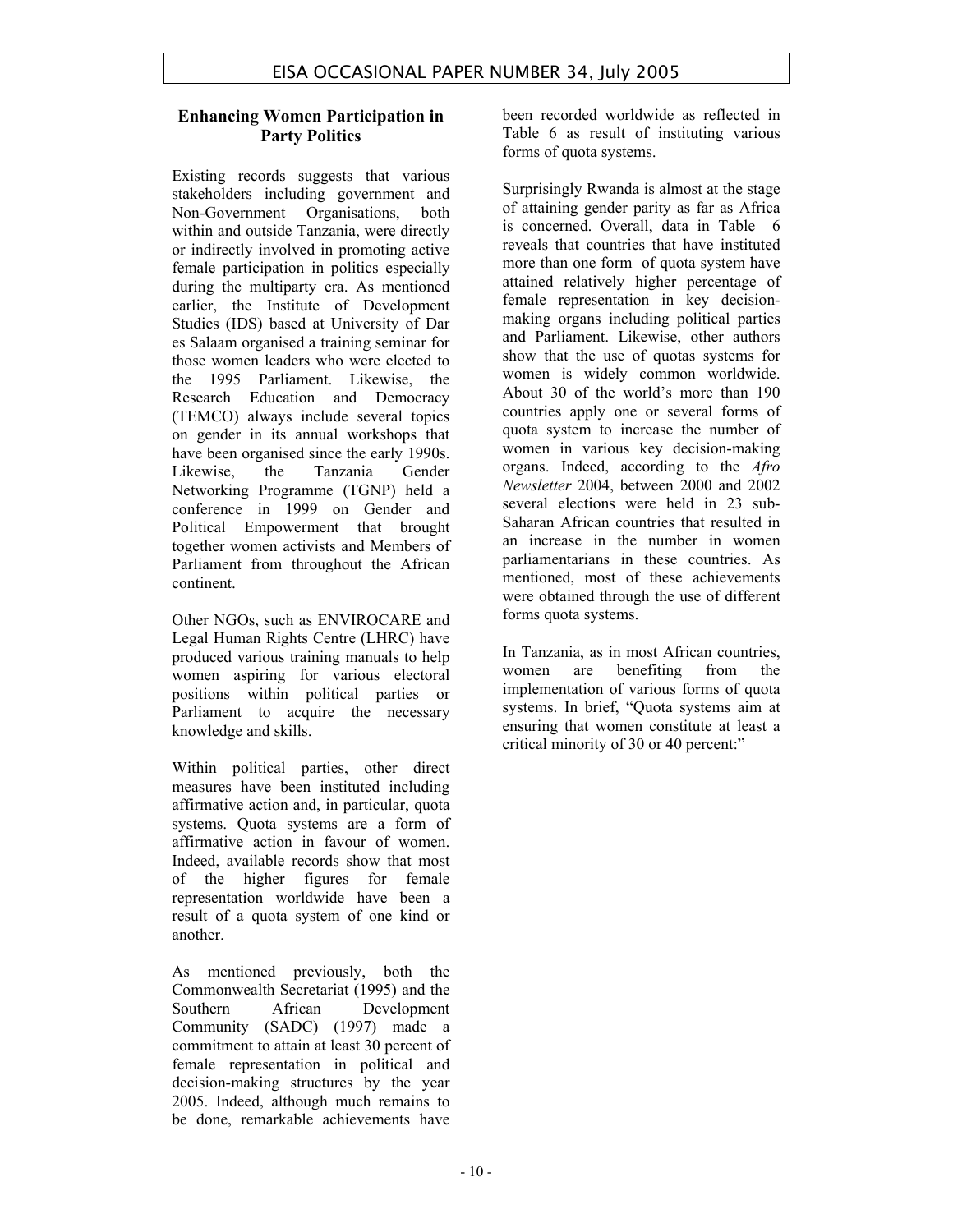## Enhancing Women Participation in Party Politics

Existing records suggests that various stakeholders including government and Non-Government Organisations, both within and outside Tanzania, were directly or indirectly involved in promoting active female participation in politics especially during the multiparty era. As mentioned earlier, the Institute of Development Studies (IDS) based at University of Dar es Salaam organised a training seminar for those women leaders who were elected to the 1995 Parliament. Likewise, the Research Education and Democracy (TEMCO) always include several topics on gender in its annual workshops that have been organised since the early 1990s. Likewise, the Tanzania Gender Networking Programme (TGNP) held a conference in 1999 on Gender and Political Empowerment that brought together women activists and Members of Parliament from throughout the African continent.

Other NGOs, such as ENVIROCARE and Legal Human Rights Centre (LHRC) have produced various training manuals to help women aspiring for various electoral positions within political parties or Parliament to acquire the necessary knowledge and skills.

Within political parties, other direct measures have been instituted including affirmative action and, in particular, quota systems. Quota systems are a form of affirmative action in favour of women. Indeed, available records show that most of the higher figures for female representation worldwide have been a result of a quota system of one kind or another.

As mentioned previously, both the Commonwealth Secretariat (1995) and the Southern African Development Community (SADC) (1997) made a commitment to attain at least 30 percent of female representation in political and decision-making structures by the year 2005. Indeed, although much remains to be done, remarkable achievements have been recorded worldwide as reflected in Table 6 as result of instituting various forms of quota systems.

Surprisingly Rwanda is almost at the stage of attaining gender parity as far as Africa is concerned. Overall, data in Table 6 reveals that countries that have instituted more than one form of quota system have attained relatively higher percentage of female representation in key decision-making organs including political parties and Parliament. Likewise, other authors show that the use of quotas systems for women is widely common worldwide. About 30 of the world's more than 190 countries apply one or several forms of quota system to increase the number of women in various key decision-making organs. Indeed, according to the *Afro Newsletter* 2004, between 2000 and 2002 several elections were held in 23 sub-Saharan African countries that resulted in an increase in the number in women parliamentarians in these countries. As mentioned, most of these achievements were obtained through the use of different forms quota systems.

In Tanzania, as in most African countries, women are benefiting from the implementation of various forms of quota systems. In brief, "Quota systems aim at ensuring that women constitute at least a critical minority of 30 or 40 percent:"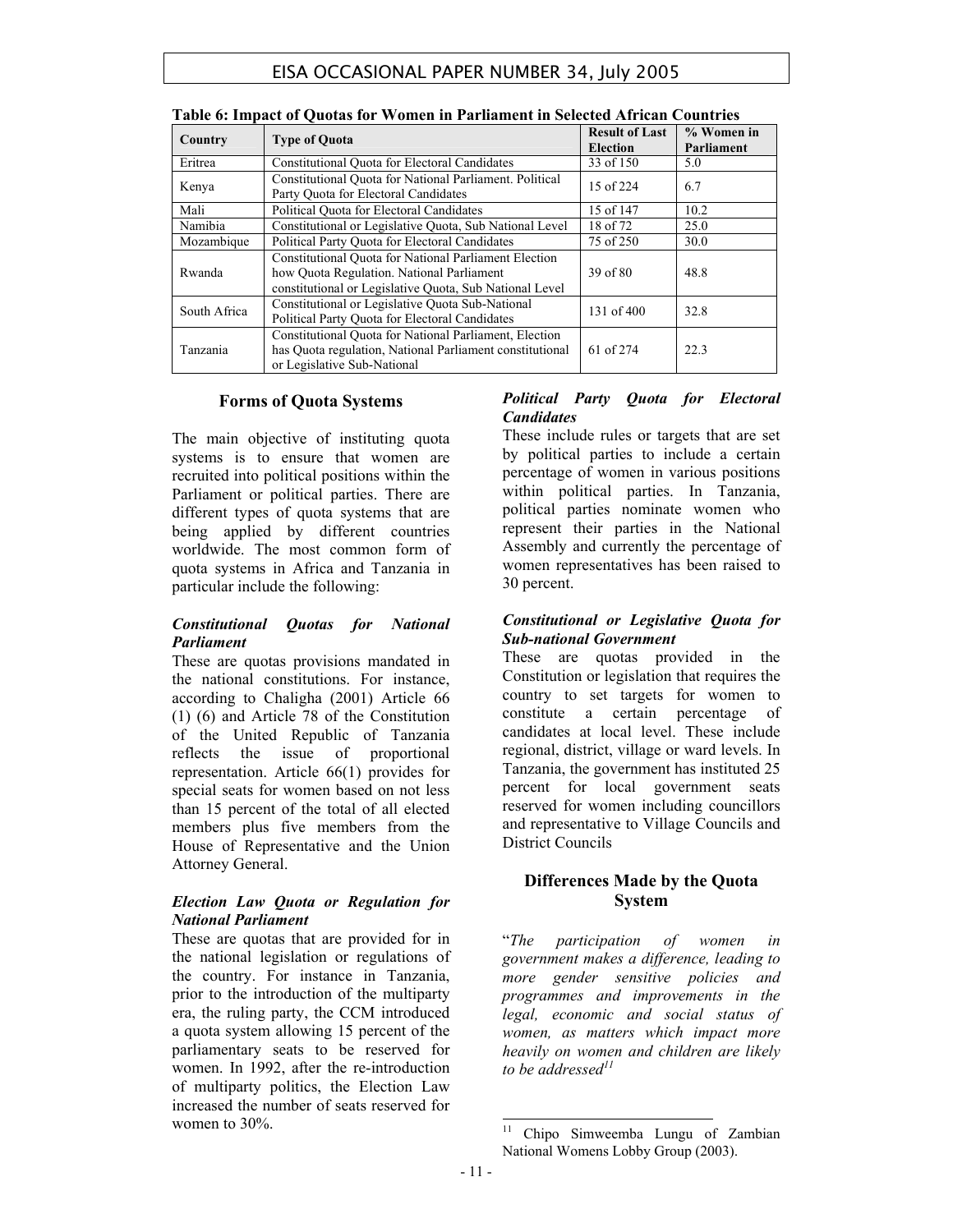**Table 6: Impact of Quotas for Women in Parliament in Selected African Countries**

| Country | Type of Quota | Result of Last Election | % Women in Parliament |
|---|---|---|---|
| Eritrea | Constitutional Quota for Electoral Candidates | 33 of 150 | 5.0 |
| Kenya | Constitutional Quota for National Parliament. Political Party Quota for Electoral Candidates | 15 of 224 | 6.7 |
| Mali | Political Quota for Electoral Candidates | 15 of 147 | 10.2 |
| Namibia | Constitutional or Legislative Quota, Sub National Level | 18 of 72 | 25.0 |
| Mozambique | Political Party Quota for Electoral Candidates | 75 of 250 | 30.0 |
| Rwanda | Constitutional Quota for National Parliament Election how Quota Regulation. National Parliament constitutional or Legislative Quota, Sub National Level | 39 of 80 | 48.8 |
| South Africa | Constitutional or Legislative Quota Sub-National Political Party Quota for Electoral Candidates | 131 of 400 | 32.8 |
| Tanzania | Constitutional Quota for National Parliament, Election has Quota regulation, National Parliament constitutional or Legislative Sub-National | 61 of 274 | 22.3 |

## Forms of Quota Systems

The main objective of instituting quota systems is to ensure that women are recruited into political positions within the Parliament or political parties. There are different types of quota systems that are being applied by different countries worldwide. The most common form of quota systems in Africa and Tanzania in particular include the following:

### *Constitutional Quotas for National Parliament*

These are quotas provisions mandated in the national constitutions. For instance, according to Chaligha (2001) Article 66 (1) (6) and Article 78 of the Constitution of the United Republic of Tanzania reflects the issue of proportional representation. Article 66(1) provides for special seats for women based on not less than 15 percent of the total of all elected members plus five members from the House of Representative and the Union Attorney General.

### *Election Law Quota or Regulation for National Parliament*

These are quotas that are provided for in the national legislation or regulations of the country. For instance in Tanzania, prior to the introduction of the multiparty era, the ruling party, the CCM introduced a quota system allowing 15 percent of the parliamentary seats to be reserved for women. In 1992, after the re-introduction of multiparty politics, the Election Law increased the number of seats reserved for women to 30%.

### *Political Party Quota for Electoral Candidates*

These include rules or targets that are set by political parties to include a certain percentage of women in various positions within political parties. In Tanzania, political parties nominate women who represent their parties in the National Assembly and currently the percentage of women representatives has been raised to 30 percent.

### *Constitutional or Legislative Quota for Sub-national Government*

These are quotas provided in the Constitution or legislation that requires the country to set targets for women to constitute a certain percentage of candidates at local level. These include regional, district, village or ward levels. In Tanzania, the government has instituted 25 percent for local government seats reserved for women including councillors and representative to Village Councils and District Councils

## Differences Made by the Quota System

"*The participation of women in government makes a difference, leading to more gender sensitive policies and programmes and improvements in the legal, economic and social status of women, as matters which impact more heavily on women and children are likely to be addressed*[11]

[11] Chipo Simweemba Lungu of Zambian National Womens Lobby Group (2003).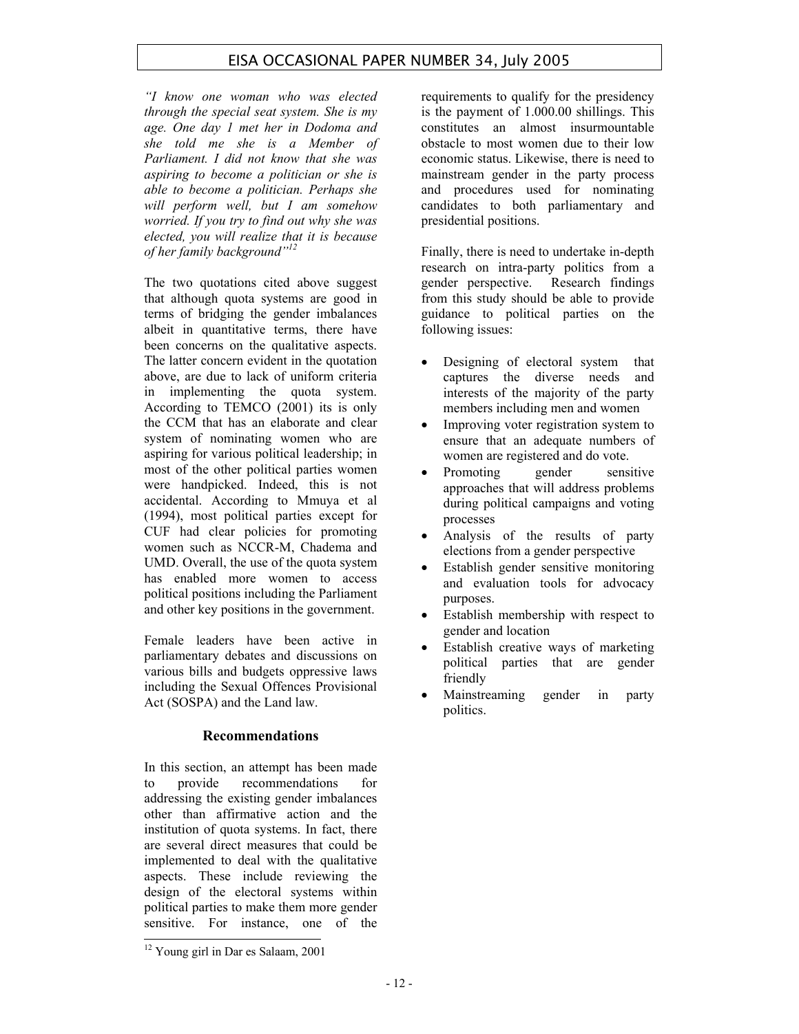*"I know one woman who was elected through the special seat system. She is my age. One day I met her in Dodoma and she told me she is a Member of Parliament. I did not know that she was aspiring to become a politician or she is able to become a politician. Perhaps she will perform well, but I am somehow worried. If you try to find out why she was elected, you will realize that it is because of her family background"*[12]

The two quotations cited above suggest that although quota systems are good in terms of bridging the gender imbalances albeit in quantitative terms, there have been concerns on the qualitative aspects. The latter concern evident in the quotation above, are due to lack of uniform criteria in implementing the quota system. According to TEMCO (2001) its is only the CCM that has an elaborate and clear system of nominating women who are aspiring for various political leadership; in most of the other political parties women were handpicked. Indeed, this is not accidental. According to Mmuya et al (1994), most political parties except for CUF had clear policies for promoting women such as NCCR-M, Chadema and UMD. Overall, the use of the quota system has enabled more women to access political positions including the Parliament and other key positions in the government.

Female leaders have been active in parliamentary debates and discussions on various bills and budgets oppressive laws including the Sexual Offences Provisional Act (SOSPA) and the Land law.

## Recommendations

In this section, an attempt has been made to provide recommendations for addressing the existing gender imbalances other than affirmative action and the institution of quota systems. In fact, there are several direct measures that could be implemented to deal with the qualitative aspects. These include reviewing the design of the electoral systems within political parties to make them more gender sensitive. For instance, one of the requirements to qualify for the presidency is the payment of 1.000.00 shillings. This constitutes an almost insurmountable obstacle to most women due to their low economic status. Likewise, there is need to mainstream gender in the party process and procedures used for nominating candidates to both parliamentary and presidential positions.

Finally, there is need to undertake in-depth research on intra-party politics from a gender perspective. Research findings from this study should be able to provide guidance to political parties on the following issues:

- Designing of electoral system that captures the diverse needs and interests of the majority of the party members including men and women
- Improving voter registration system to ensure that an adequate numbers of women are registered and do vote.
- Promoting gender sensitive approaches that will address problems during political campaigns and voting processes
- Analysis of the results of party elections from a gender perspective
- Establish gender sensitive monitoring and evaluation tools for advocacy purposes.
- Establish membership with respect to gender and location
- Establish creative ways of marketing political parties that are gender friendly
- Mainstreaming gender in party politics.

---

[12] Young girl in Dar es Salaam, 2001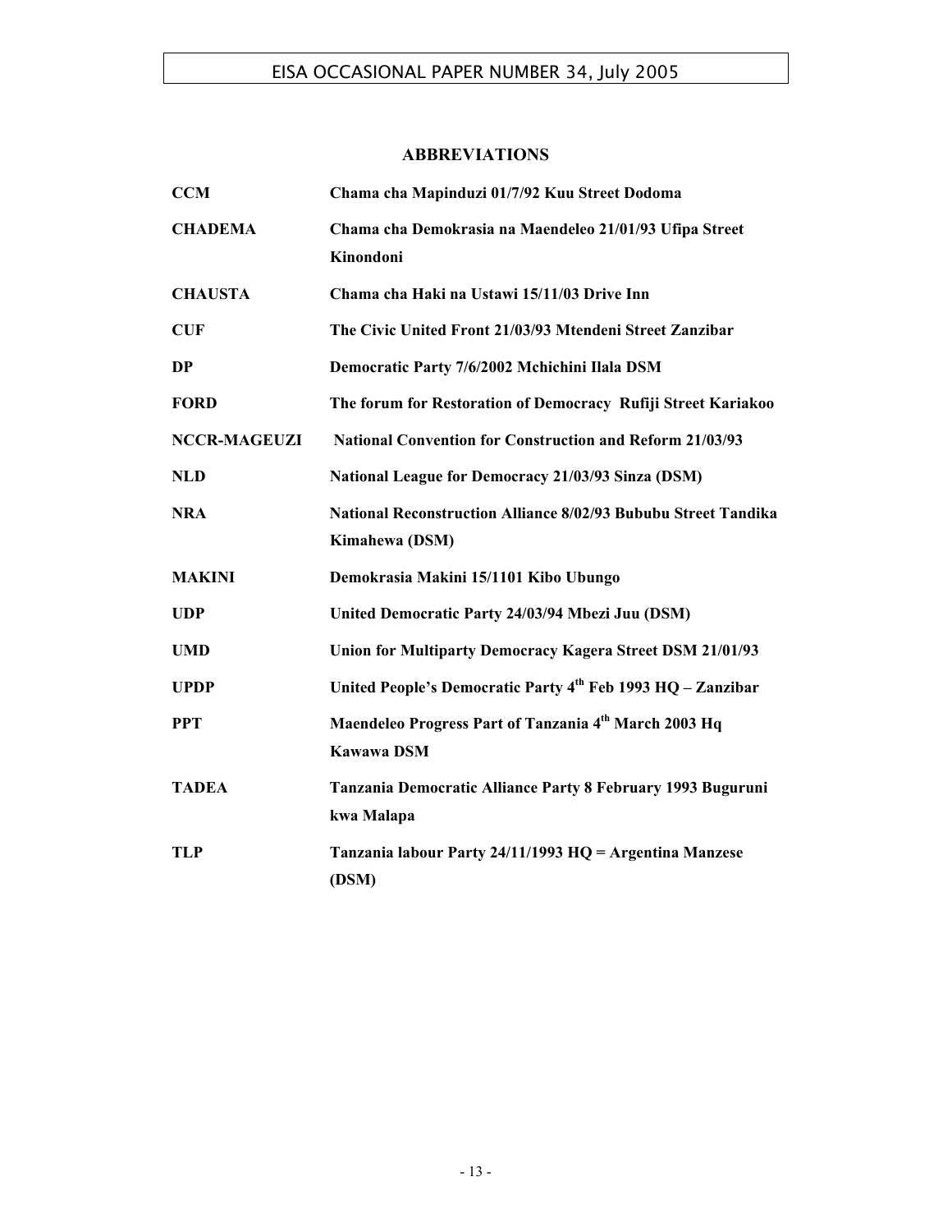## ABBREVIATIONS

| | |
|---|---|
| **CCM** | **Chama cha Mapinduzi 01/7/92 Kuu Street Dodoma** |
| **CHADEMA** | **Chama cha Demokrasia na Maendeleo 21/01/93 Ufipa Street Kinondoni** |
| **CHAUSTA** | **Chama cha Haki na Ustawi 15/11/03 Drive Inn** |
| **CUF** | **The Civic United Front 21/03/93 Mtendeni Street Zanzibar** |
| **DP** | **Democratic Party 7/6/2002 Mchichini Ilala DSM** |
| **FORD** | **The forum for Restoration of Democracy Rufiji Street Kariakoo** |
| **NCCR-MAGEUZI** | **National Convention for Construction and Reform 21/03/93** |
| **NLD** | **National League for Democracy 21/03/93 Sinza (DSM)** |
| **NRA** | **National Reconstruction Alliance 8/02/93 Bububu Street Tandika Kimahewa (DSM)** |
| **MAKINI** | **Demokrasia Makini 15/1101 Kibo Ubungo** |
| **UDP** | **United Democratic Party 24/03/94 Mbezi Juu (DSM)** |
| **UMD** | **Union for Multiparty Democracy Kagera Street DSM 21/01/93** |
| **UPDP** | **United People's Democratic Party 4th Feb 1993 HQ – Zanzibar** |
| **PPT** | **Maendeleo Progress Part of Tanzania 4th March 2003 Hq Kawawa DSM** |
| **TADEA** | **Tanzania Democratic Alliance Party 8 February 1993 Buguruni kwa Malapa** |
| **TLP** | **Tanzania labour Party 24/11/1993 HQ = Argentina Manzese (DSM)** |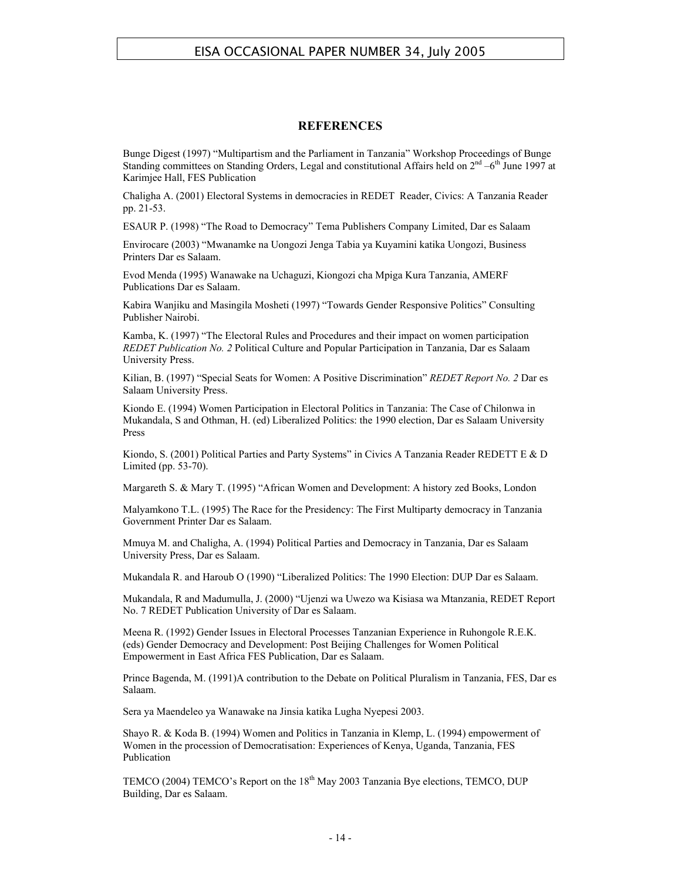## REFERENCES

Bunge Digest (1997) "Multipartism and the Parliament in Tanzania" Workshop Proceedings of Bunge Standing committees on Standing Orders, Legal and constitutional Affairs held on 2nd –6th June 1997 at Karimjee Hall, FES Publication

Chaligha A. (2001) Electoral Systems in democracies in REDET Reader, Civics: A Tanzania Reader pp. 21-53.

ESAUR P. (1998) "The Road to Democracy" Tema Publishers Company Limited, Dar es Salaam

Envirocare (2003) "Mwanamke na Uongozi Jenga Tabia ya Kuyamini katika Uongozi, Business Printers Dar es Salaam.

Evod Menda (1995) Wanawake na Uchaguzi, Kiongozi cha Mpiga Kura Tanzania, AMERF Publications Dar es Salaam.

Kabira Wanjiku and Masingila Mosheti (1997) "Towards Gender Responsive Politics" Consulting Publisher Nairobi.

Kamba, K. (1997) "The Electoral Rules and Procedures and their impact on women participation *REDET Publication No. 2* Political Culture and Popular Participation in Tanzania, Dar es Salaam University Press.

Kilian, B. (1997) "Special Seats for Women: A Positive Discrimination" *REDET Report No. 2* Dar es Salaam University Press.

Kiondo E. (1994) Women Participation in Electoral Politics in Tanzania: The Case of Chilonwa in Mukandala, S and Othman, H. (ed) Liberalized Politics: the 1990 election, Dar es Salaam University Press

Kiondo, S. (2001) Political Parties and Party Systems" in Civics A Tanzania Reader REDETT E & D Limited (pp. 53-70).

Margareth S. & Mary T. (1995) "African Women and Development: A history zed Books, London

Malyamkono T.L. (1995) The Race for the Presidency: The First Multiparty democracy in Tanzania Government Printer Dar es Salaam.

Mmuya M. and Chaligha, A. (1994) Political Parties and Democracy in Tanzania, Dar es Salaam University Press, Dar es Salaam.

Mukandala R. and Haroub O (1990) "Liberalized Politics: The 1990 Election: DUP Dar es Salaam.

Mukandala, R and Madumulla, J. (2000) "Ujenzi wa Uwezo wa Kisiasa wa Mtanzania, REDET Report No. 7 REDET Publication University of Dar es Salaam.

Meena R. (1992) Gender Issues in Electoral Processes Tanzanian Experience in Ruhongole R.E.K. (eds) Gender Democracy and Development: Post Beijing Challenges for Women Political Empowerment in East Africa FES Publication, Dar es Salaam.

Prince Bagenda, M. (1991)A contribution to the Debate on Political Pluralism in Tanzania, FES, Dar es Salaam.

Sera ya Maendeleo ya Wanawake na Jinsia katika Lugha Nyepesi 2003.

Shayo R. & Koda B. (1994) Women and Politics in Tanzania in Klemp, L. (1994) empowerment of Women in the procession of Democratisation: Experiences of Kenya, Uganda, Tanzania, FES Publication

TEMCO (2004) TEMCO's Report on the 18th May 2003 Tanzania Bye elections, TEMCO, DUP Building, Dar es Salaam.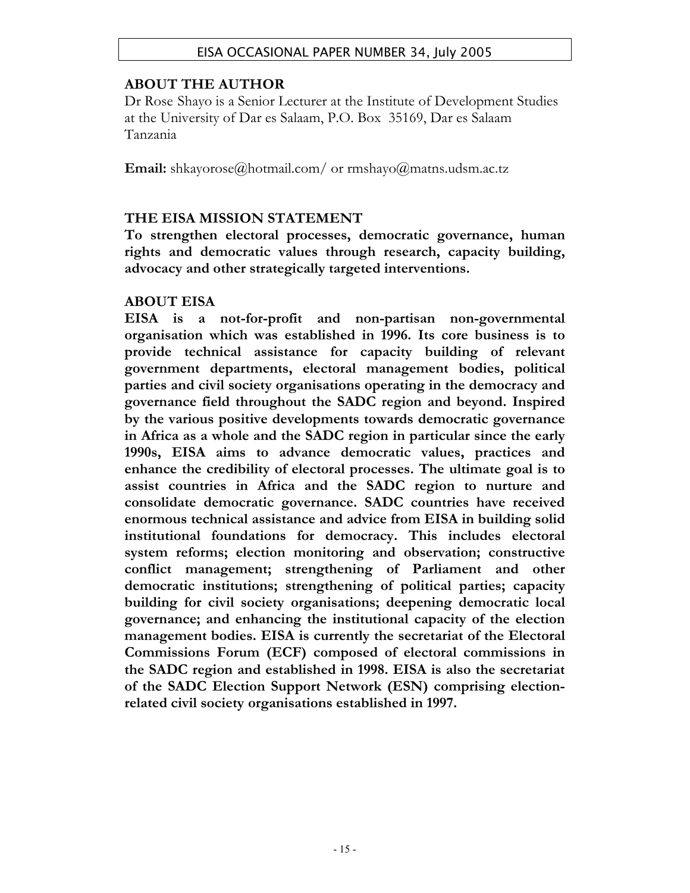## ABOUT THE AUTHOR

Dr Rose Shayo is a Senior Lecturer at the Institute of Development Studies at the University of Dar es Salaam, P.O. Box 35169, Dar es Salaam Tanzania

**Email:** shkayorose@hotmail.com/ or rmshayo@matns.udsm.ac.tz

## THE EISA MISSION STATEMENT

**To strengthen electoral processes, democratic governance, human rights and democratic values through research, capacity building, advocacy and other strategically targeted interventions.**

## ABOUT EISA

**EISA is a not-for-profit and non-partisan non-governmental organisation which was established in 1996. Its core business is to provide technical assistance for capacity building of relevant government departments, electoral management bodies, political parties and civil society organisations operating in the democracy and governance field throughout the SADC region and beyond. Inspired by the various positive developments towards democratic governance in Africa as a whole and the SADC region in particular since the early 1990s, EISA aims to advance democratic values, practices and enhance the credibility of electoral processes. The ultimate goal is to assist countries in Africa and the SADC region to nurture and consolidate democratic governance. SADC countries have received enormous technical assistance and advice from EISA in building solid institutional foundations for democracy. This includes electoral system reforms; election monitoring and observation; constructive conflict management; strengthening of Parliament and other democratic institutions; strengthening of political parties; capacity building for civil society organisations; deepening democratic local governance; and enhancing the institutional capacity of the election management bodies. EISA is currently the secretariat of the Electoral Commissions Forum (ECF) composed of electoral commissions in the SADC region and established in 1998. EISA is also the secretariat of the SADC Election Support Network (ESN) comprising election-related civil society organisations established in 1997.**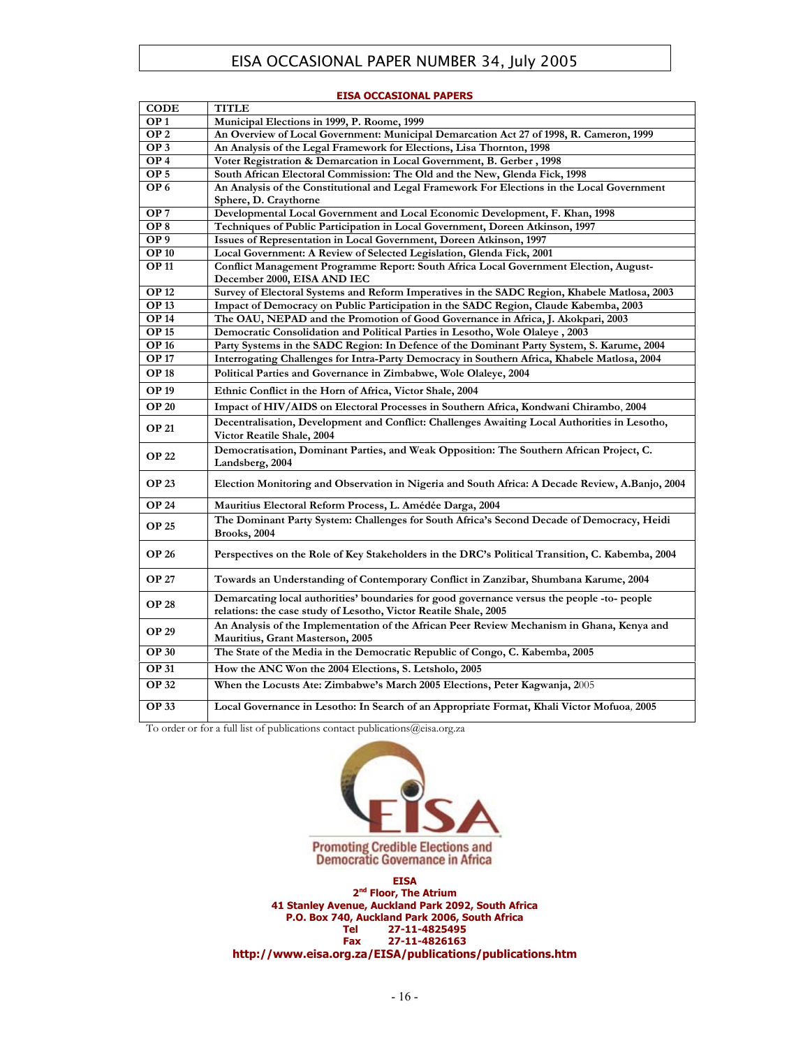**EISA OCCASIONAL PAPERS**

| CODE | TITLE |
|---|---|
| OP 1 | Municipal Elections in 1999, P. Roome, 1999 |
| OP 2 | An Overview of Local Government: Municipal Demarcation Act 27 of 1998, R. Cameron, 1999 |
| OP 3 | An Analysis of the Legal Framework for Elections, Lisa Thornton, 1998 |
| OP 4 | Voter Registration & Demarcation in Local Government, B. Gerber , 1998 |
| OP 5 | South African Electoral Commission: The Old and the New, Glenda Fick, 1998 |
| OP 6 | An Analysis of the Constitutional and Legal Framework For Elections in the Local Government Sphere, D. Craythorne |
| OP 7 | Developmental Local Government and Local Economic Development, F. Khan, 1998 |
| OP 8 | Techniques of Public Participation in Local Government, Doreen Atkinson, 1997 |
| OP 9 | Issues of Representation in Local Government, Doreen Atkinson, 1997 |
| OP 10 | Local Government: A Review of Selected Legislation, Glenda Fick, 2001 |
| OP 11 | Conflict Management Programme Report: South Africa Local Government Election, August-December 2000, EISA AND IEC |
| OP 12 | Survey of Electoral Systems and Reform Imperatives in the SADC Region, Khabele Matlosa, 2003 |
| OP 13 | Impact of Democracy on Public Participation in the SADC Region, Claude Kabemba, 2003 |
| OP 14 | The OAU, NEPAD and the Promotion of Good Governance in Africa, J. Akokpari, 2003 |
| OP 15 | Democratic Consolidation and Political Parties in Lesotho, Wole Olaleye , 2003 |
| OP 16 | Party Systems in the SADC Region: In Defence of the Dominant Party System, S. Karume, 2004 |
| OP 17 | Interrogating Challenges for Intra-Party Democracy in Southern Africa, Khabele Matlosa, 2004 |
| OP 18 | Political Parties and Governance in Zimbabwe, Wole Olaleye, 2004 |
| OP 19 | Ethnic Conflict in the Horn of Africa, Victor Shale, 2004 |
| OP 20 | Impact of HIV/AIDS on Electoral Processes in Southern Africa, Kondwani Chirambo, 2004 |
| OP 21 | Decentralisation, Development and Conflict: Challenges Awaiting Local Authorities in Lesotho, Victor Reatile Shale, 2004 |
| OP 22 | Democratisation, Dominant Parties, and Weak Opposition: The Southern African Project, C. Landsberg, 2004 |
| OP 23 | Election Monitoring and Observation in Nigeria and South Africa: A Decade Review, A.Banjo, 2004 |
| OP 24 | Mauritius Electoral Reform Process, L. Amédée Darga, 2004 |
| OP 25 | The Dominant Party System: Challenges for South Africa's Second Decade of Democracy, Heidi Brooks, 2004 |
| OP 26 | Perspectives on the Role of Key Stakeholders in the DRC's Political Transition, C. Kabemba, 2004 |
| OP 27 | Towards an Understanding of Contemporary Conflict in Zanzibar, Shumbana Karume, 2004 |
| OP 28 | Demarcating local authorities' boundaries for good governance versus the people -to- people relations: the case study of Lesotho, Victor Reatile Shale, 2005 |
| OP 29 | An Analysis of the Implementation of the African Peer Review Mechanism in Ghana, Kenya and Mauritius, Grant Masterson, 2005 |
| OP 30 | The State of the Media in the Democratic Republic of Congo, C. Kabemba, 2005 |
| OP 31 | How the ANC Won the 2004 Elections, S. Letsholo, 2005 |
| OP 32 | When the Locusts Ate: Zimbabwe's March 2005 Elections, Peter Kagwanja, 2005 |
| OP 33 | Local Governance in Lesotho: In Search of an Appropriate Format, Khali Victor Mofuoa, 2005 |

To order or for a full list of publications contact publications@eisa.org.za

EISA

Promoting Credible Elections and Democratic Governance in Africa

**EISA**
**2nd Floor, The Atrium**
**41 Stanley Avenue, Auckland Park 2092, South Africa**
**P.O. Box 740, Auckland Park 2006, South Africa**
**Tel 27-11-4825495**
**Fax 27-11-4826163**
**http://www.eisa.org.za/EISA/publications/publications.htm**